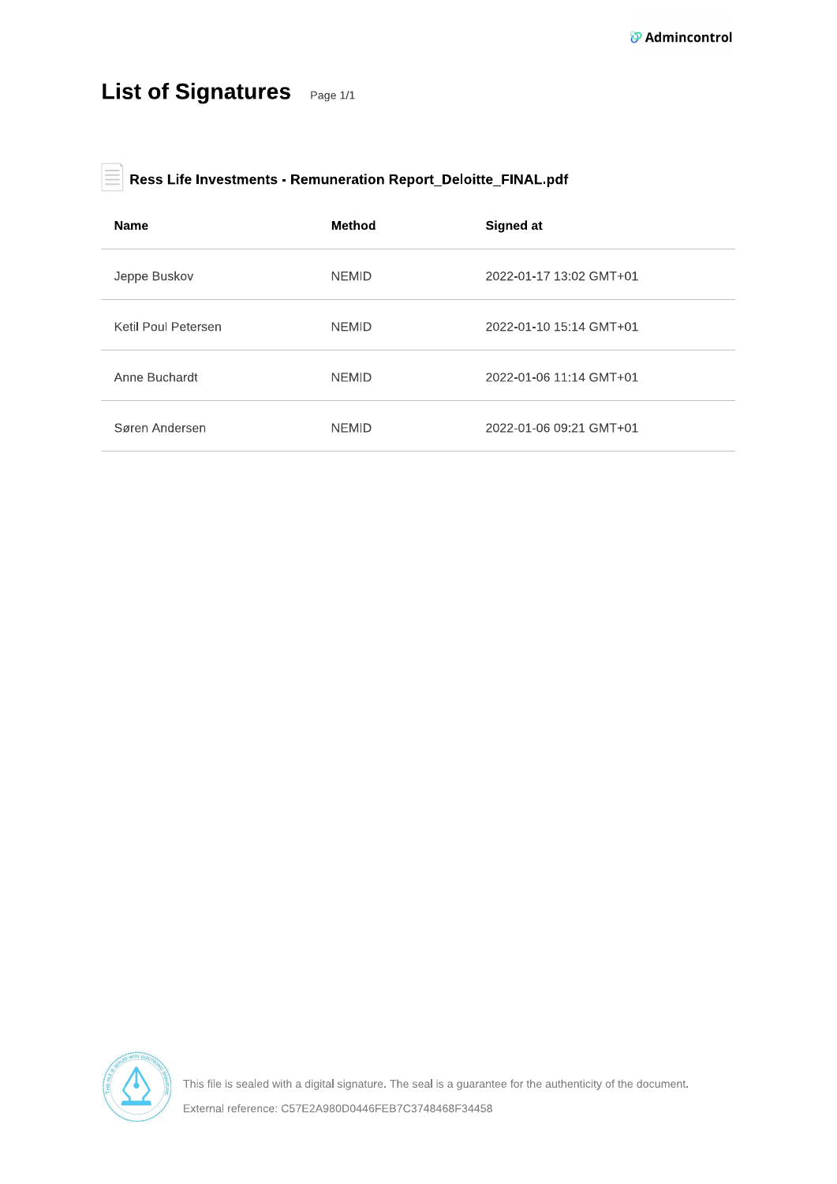Admincontrol

# List of Signatures

Page 1/1

### Ress Life Investments - Remuneration Report_Deloitte_FINAL.pdf

| Name | Method | Signed at |
|---|---|---|
| Jeppe Buskov | NEMID | 2022-01-17 13:02 GMT+01 |
| Ketil Poul Petersen | NEMID | 2022-01-10 15:14 GMT+01 |
| Anne Buchardt | NEMID | 2022-01-06 11:14 GMT+01 |
| Søren Andersen | NEMID | 2022-01-06 09:21 GMT+01 |

This file is sealed with a digital signature. The seal is a guarantee for the authenticity of the document.

External reference: C57E2A980D0446FEB7C3748468F34458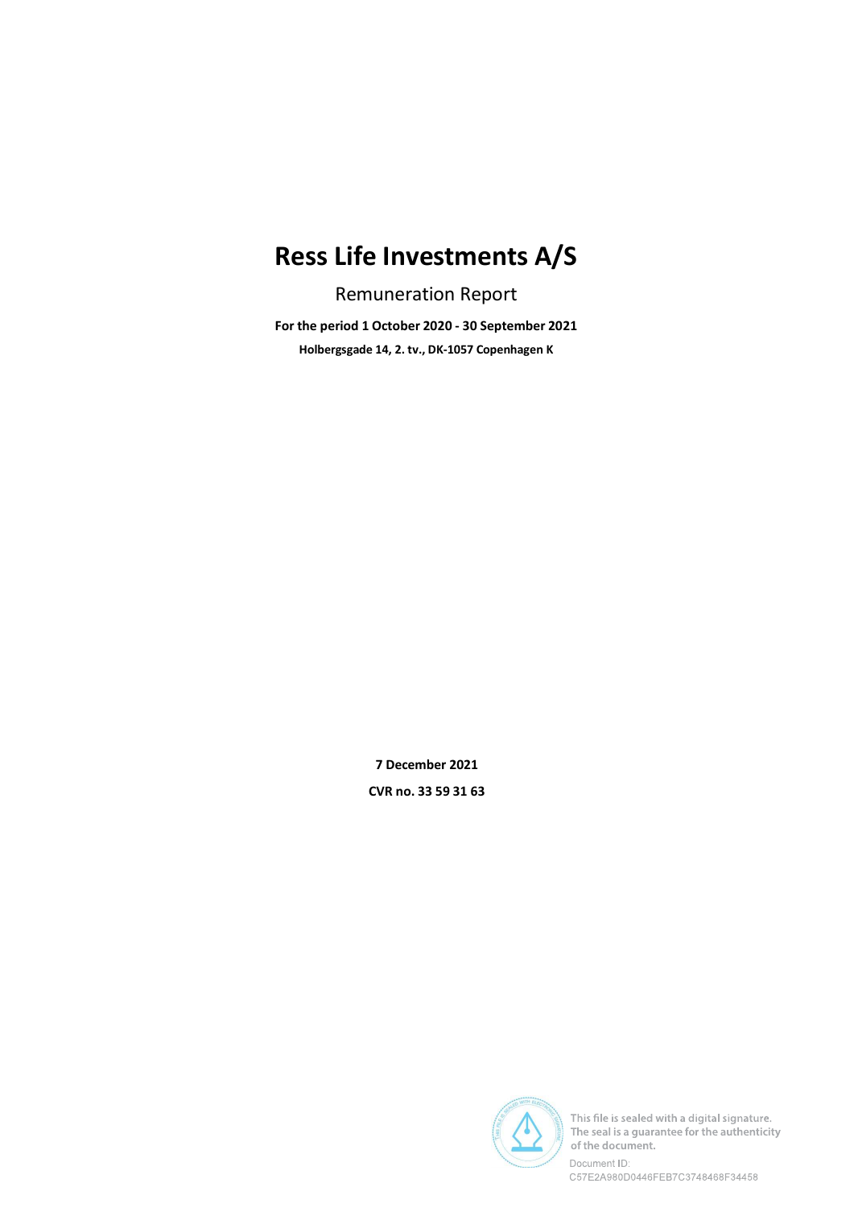# Ress Life Investments A/S

Remuneration Report

**For the period 1 October 2020 - 30 September 2021**

**Holbergsgade 14, 2. tv., DK-1057 Copenhagen K**

**7 December 2021**

**CVR no. 33 59 31 63**

This file is sealed with a digital signature. The seal is a guarantee for the authenticity of the document.

Document ID: C57E2A980D0446FEB7C3748468F34458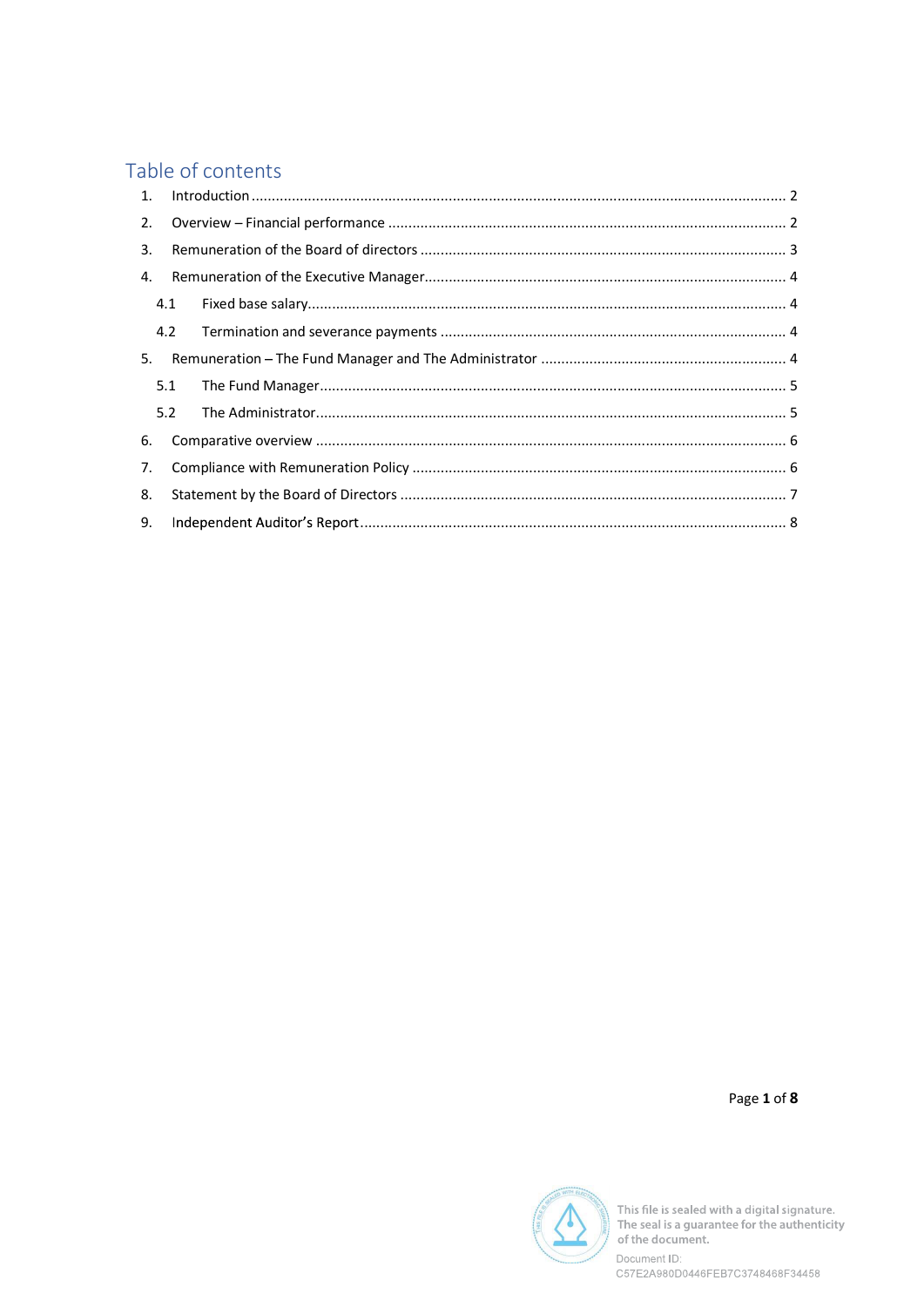## Table of contents

1. Introduction ..... 2
2. Overview – Financial performance ..... 2
3. Remuneration of the Board of directors ..... 3
4. Remuneration of the Executive Manager ..... 4
   - 4.1 Fixed base salary ..... 4
   - 4.2 Termination and severance payments ..... 4
5. Remuneration – The Fund Manager and The Administrator ..... 4
   - 5.1 The Fund Manager ..... 5
   - 5.2 The Administrator ..... 5
6. Comparative overview ..... 6
7. Compliance with Remuneration Policy ..... 6
8. Statement by the Board of Directors ..... 7
9. Independent Auditor's Report ..... 8

This file is sealed with a digital signature. The seal is a guarantee for the authenticity of the document.

Document ID: C57E2A980D0446FEB7C3748468F34458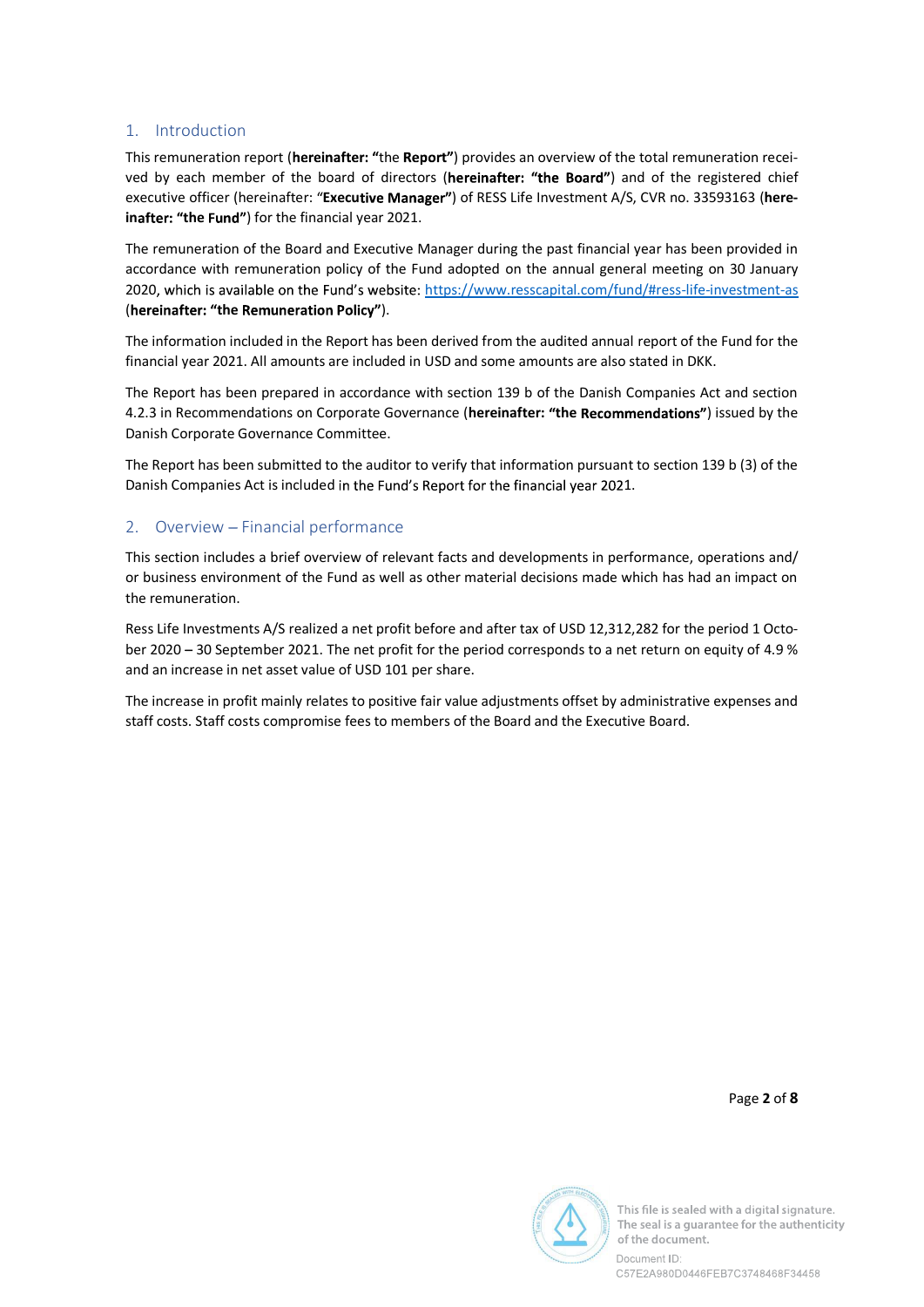## 1. Introduction

This remuneration report (**hereinafter: "**the **Report"**) provides an overview of the total remuneration received by each member of the board of directors (**hereinafter: "the Board"**) and of the registered chief executive officer (hereinafter: "**Executive Manager"**) of RESS Life Investment A/S, CVR no. 33593163 (**hereinafter: "the Fund"**) for the financial year 2021.

The remuneration of the Board and Executive Manager during the past financial year has been provided in accordance with remuneration policy of the Fund adopted on the annual general meeting on 30 January 2020, which is available on the Fund's website: https://www.resscapital.com/fund/#ress-life-investment-as (**hereinafter: "the Remuneration Policy"**).

The information included in the Report has been derived from the audited annual report of the Fund for the financial year 2021. All amounts are included in USD and some amounts are also stated in DKK.

The Report has been prepared in accordance with section 139 b of the Danish Companies Act and section 4.2.3 in Recommendations on Corporate Governance (**hereinafter: "the Recommendations"**) issued by the Danish Corporate Governance Committee.

The Report has been submitted to the auditor to verify that information pursuant to section 139 b (3) of the Danish Companies Act is included in the Fund's Report for the financial year 2021.

## 2. Overview – Financial performance

This section includes a brief overview of relevant facts and developments in performance, operations and/ or business environment of the Fund as well as other material decisions made which has had an impact on the remuneration.

Ress Life Investments A/S realized a net profit before and after tax of USD 12,312,282 for the period 1 October 2020 – 30 September 2021. The net profit for the period corresponds to a net return on equity of 4.9 % and an increase in net asset value of USD 101 per share.

The increase in profit mainly relates to positive fair value adjustments offset by administrative expenses and staff costs. Staff costs compromise fees to members of the Board and the Executive Board.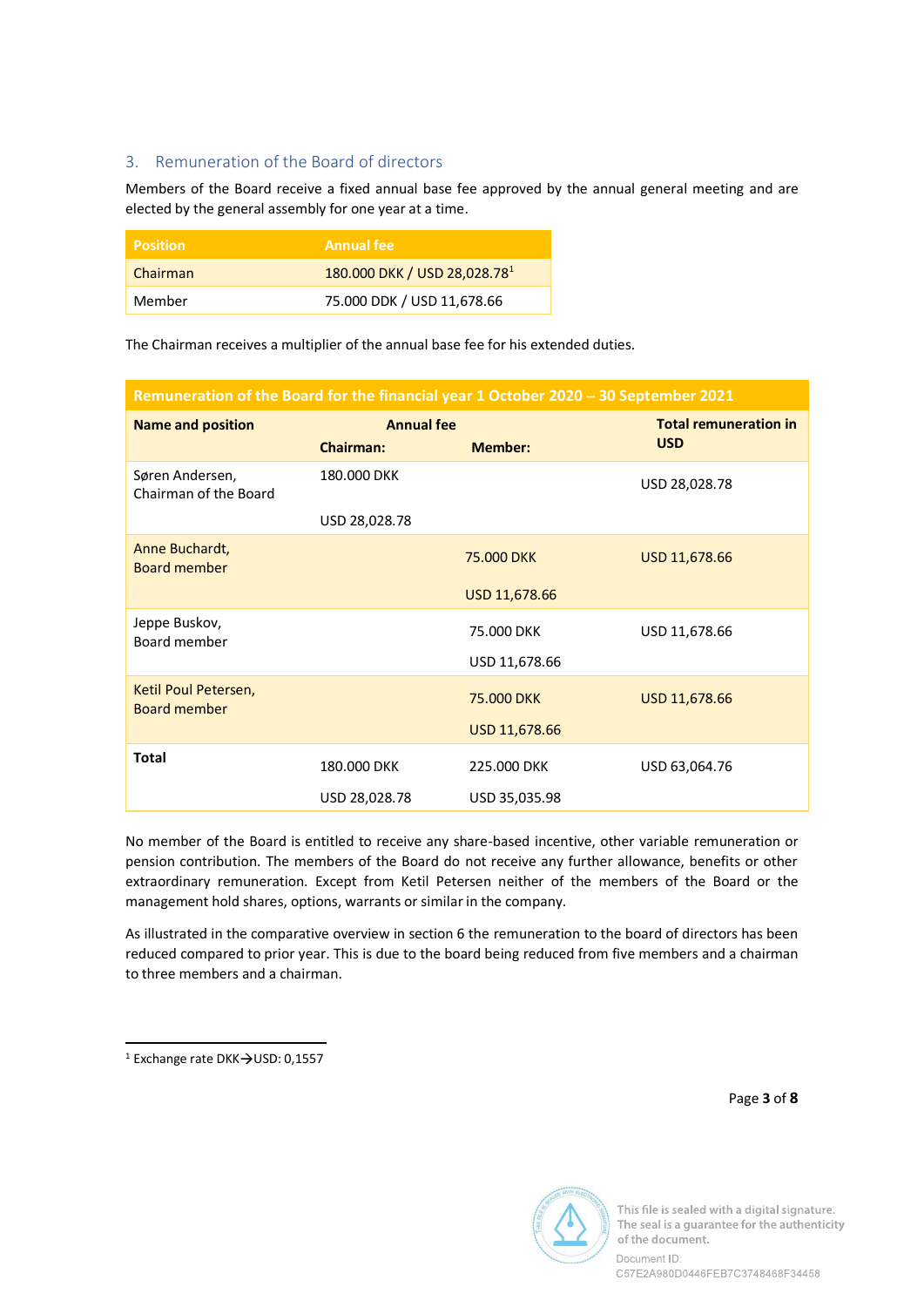## 3. Remuneration of the Board of directors

Members of the Board receive a fixed annual base fee approved by the annual general meeting and are elected by the general assembly for one year at a time.

| Position | Annual fee |
|---|---|
| Chairman | 180.000 DKK / USD 28,028.78[1] |
| Member | 75.000 DDK / USD 11,678.66 |

The Chairman receives a multiplier of the annual base fee for his extended duties.

| Remuneration of the Board for the financial year 1 October 2020 – 30 September 2021 | | | |
|---|---|---|---|
| **Name and position** | **Annual fee** | | **Total remuneration in USD** |
| | **Chairman:** | **Member:** | |
| Søren Andersen, Chairman of the Board | 180.000 DKK<br>USD 28,028.78 | | USD 28,028.78 |
| Anne Buchardt, Board member | | 75.000 DKK<br>USD 11,678.66 | USD 11,678.66 |
| Jeppe Buskov, Board member | | 75.000 DKK<br>USD 11,678.66 | USD 11,678.66 |
| Ketil Poul Petersen, Board member | | 75.000 DKK<br>USD 11,678.66 | USD 11,678.66 |
| **Total** | 180.000 DKK<br>USD 28,028.78 | 225.000 DKK<br>USD 35,035.98 | USD 63,064.76 |

No member of the Board is entitled to receive any share-based incentive, other variable remuneration or pension contribution. The members of the Board do not receive any further allowance, benefits or other extraordinary remuneration. Except from Ketil Petersen neither of the members of the Board or the management hold shares, options, warrants or similar in the company.

As illustrated in the comparative overview in section 6 the remuneration to the board of directors has been reduced compared to prior year. This is due to the board being reduced from five members and a chairman to three members and a chairman.

[1] Exchange rate DKK→USD: 0,1557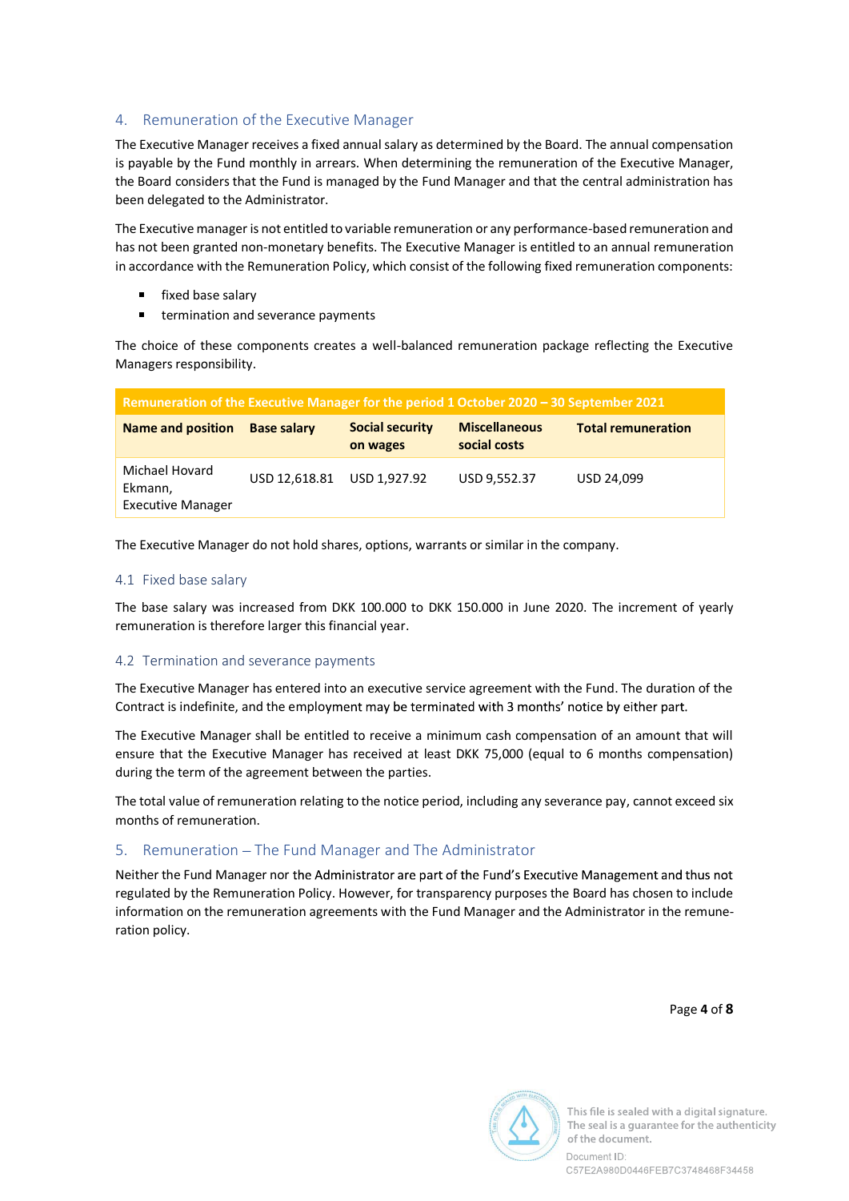## 4. Remuneration of the Executive Manager

The Executive Manager receives a fixed annual salary as determined by the Board. The annual compensation is payable by the Fund monthly in arrears. When determining the remuneration of the Executive Manager, the Board considers that the Fund is managed by the Fund Manager and that the central administration has been delegated to the Administrator.

The Executive manager is not entitled to variable remuneration or any performance-based remuneration and has not been granted non-monetary benefits. The Executive Manager is entitled to an annual remuneration in accordance with the Remuneration Policy, which consist of the following fixed remuneration components:

- fixed base salary
- termination and severance payments

The choice of these components creates a well-balanced remuneration package reflecting the Executive Managers responsibility.

| Remuneration of the Executive Manager for the period 1 October 2020 – 30 September 2021 | | | | |
|---|---|---|---|---|
| **Name and position** | **Base salary** | **Social security on wages** | **Miscellaneous social costs** | **Total remuneration** |
| Michael Hovard Ekmann, Executive Manager | USD 12,618.81 | USD 1,927.92 | USD 9,552.37 | USD 24,099 |

The Executive Manager do not hold shares, options, warrants or similar in the company.

### 4.1 Fixed base salary

The base salary was increased from DKK 100.000 to DKK 150.000 in June 2020. The increment of yearly remuneration is therefore larger this financial year.

### 4.2 Termination and severance payments

The Executive Manager has entered into an executive service agreement with the Fund. The duration of the Contract is indefinite, and the employment may be terminated with 3 months' notice by either part.

The Executive Manager shall be entitled to receive a minimum cash compensation of an amount that will ensure that the Executive Manager has received at least DKK 75,000 (equal to 6 months compensation) during the term of the agreement between the parties.

The total value of remuneration relating to the notice period, including any severance pay, cannot exceed six months of remuneration.

## 5. Remuneration – The Fund Manager and The Administrator

Neither the Fund Manager nor the Administrator are part of the Fund's Executive Management and thus not regulated by the Remuneration Policy. However, for transparency purposes the Board has chosen to include information on the remuneration agreements with the Fund Manager and the Administrator in the remuneration policy.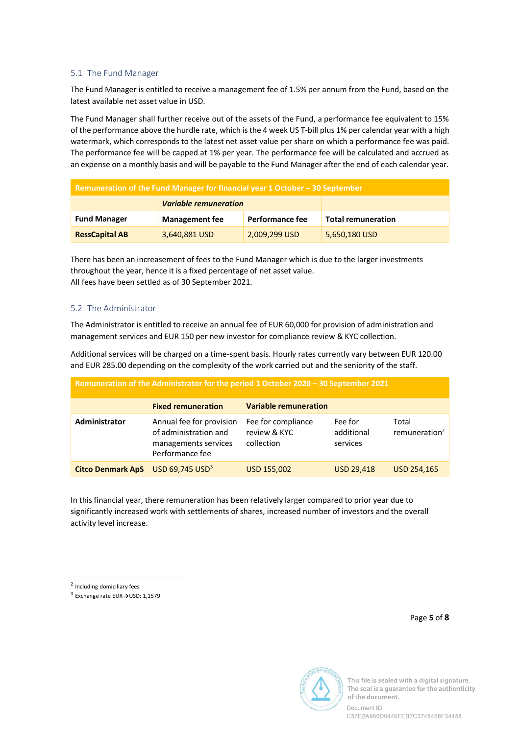### 5.1 The Fund Manager

The Fund Manager is entitled to receive a management fee of 1.5% per annum from the Fund, based on the latest available net asset value in USD.

The Fund Manager shall further receive out of the assets of the Fund, a performance fee equivalent to 15% of the performance above the hurdle rate, which is the 4 week US T-bill plus 1% per calendar year with a high watermark, which corresponds to the latest net asset value per share on which a performance fee was paid. The performance fee will be capped at 1% per year. The performance fee will be calculated and accrued as an expense on a monthly basis and will be payable to the Fund Manager after the end of each calendar year.

| Remuneration of the Fund Manager for financial year 1 October – 30 September | | | |
|---|---|---|---|
| | ***Variable remuneration*** | | |
| **Fund Manager** | **Management fee** | **Performance fee** | **Total remuneration** |
| **RessCapital AB** | 3,640,881 USD | 2,009,299 USD | 5,650,180 USD |

There has been an increasement of fees to the Fund Manager which is due to the larger investments throughout the year, hence it is a fixed percentage of net asset value.
All fees have been settled as of 30 September 2021.

### 5.2 The Administrator

The Administrator is entitled to receive an annual fee of EUR 60,000 for provision of administration and management services and EUR 150 per new investor for compliance review & KYC collection.

Additional services will be charged on a time-spent basis. Hourly rates currently vary between EUR 120.00 and EUR 285.00 depending on the complexity of the work carried out and the seniority of the staff.

| Remuneration of the Administrator for the period 1 October 2020 – 30 September 2021 | | | | |
|---|---|---|---|---|
| | **Fixed remuneration** | **Variable remuneration** | | |
| **Administrator** | Annual fee for provision of administration and managements services Performance fee | Fee for compliance review & KYC collection | Fee for additional services | Total remuneration[2] |
| **Citco Denmark ApS** | USD 69,745 USD[3] | USD 155,002 | USD 29,418 | USD 254,165 |

In this financial year, there remuneration has been relatively larger compared to prior year due to significantly increased work with settlements of shares, increased number of investors and the overall activity level increase.

[2] Including domiciliary fees

[3] Exchange rate EUR→USD: 1,1579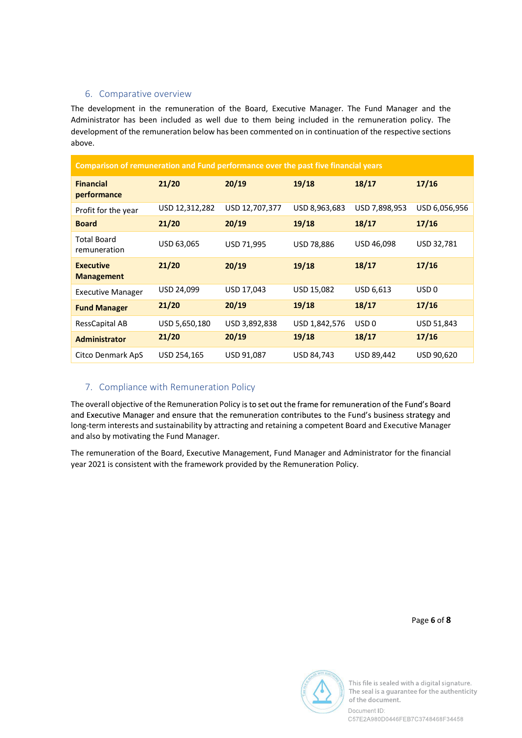## 6. Comparative overview

The development in the remuneration of the Board, Executive Manager. The Fund Manager and the Administrator has been included as well due to them being included in the remuneration policy. The development of the remuneration below has been commented on in continuation of the respective sections above.

| Comparison of remuneration and Fund performance over the past five financial years | | | | | |
|---|---|---|---|---|---|
| **Financial performance** | **21/20** | **20/19** | **19/18** | **18/17** | **17/16** |
| Profit for the year | USD 12,312,282 | USD 12,707,377 | USD 8,963,683 | USD 7,898,953 | USD 6,056,956 |
| **Board** | **21/20** | **20/19** | **19/18** | **18/17** | **17/16** |
| Total Board remuneration | USD 63,065 | USD 71,995 | USD 78,886 | USD 46,098 | USD 32,781 |
| **Executive Management** | **21/20** | **20/19** | **19/18** | **18/17** | **17/16** |
| Executive Manager | USD 24,099 | USD 17,043 | USD 15,082 | USD 6,613 | USD 0 |
| **Fund Manager** | **21/20** | **20/19** | **19/18** | **18/17** | **17/16** |
| RessCapital AB | USD 5,650,180 | USD 3,892,838 | USD 1,842,576 | USD 0 | USD 51,843 |
| **Administrator** | **21/20** | **20/19** | **19/18** | **18/17** | **17/16** |
| Citco Denmark ApS | USD 254,165 | USD 91,087 | USD 84,743 | USD 89,442 | USD 90,620 |

## 7. Compliance with Remuneration Policy

The overall objective of the Remuneration Policy is to set out the frame for remuneration of the Fund's Board and Executive Manager and ensure that the remuneration contributes to the Fund's business strategy and long-term interests and sustainability by attracting and retaining a competent Board and Executive Manager and also by motivating the Fund Manager.

The remuneration of the Board, Executive Management, Fund Manager and Administrator for the financial year 2021 is consistent with the framework provided by the Remuneration Policy.

This file is sealed with a digital signature. The seal is a guarantee for the authenticity of the document.

Document ID: C57E2A980D0446FEB7C3748468F34458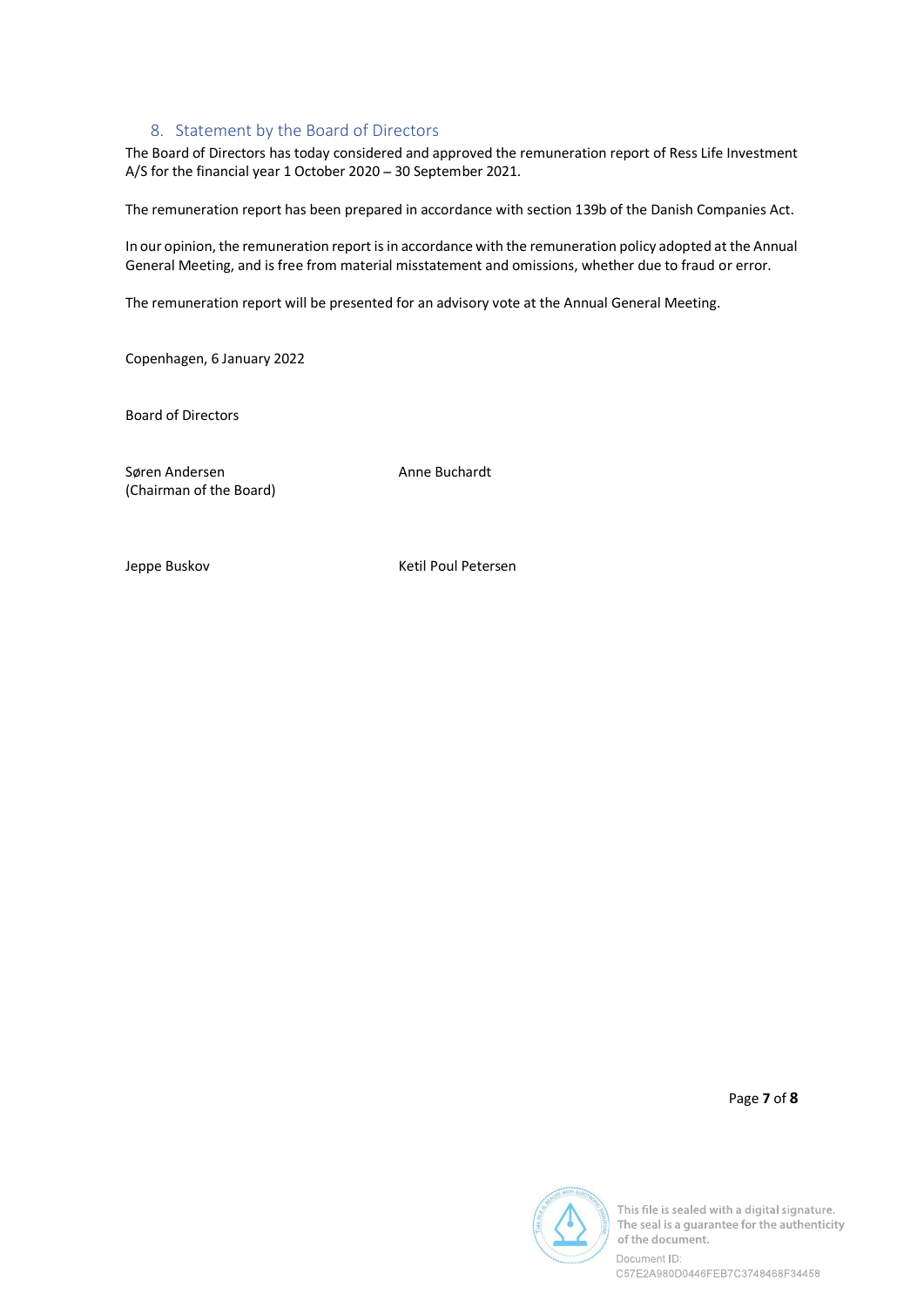## 8. Statement by the Board of Directors

The Board of Directors has today considered and approved the remuneration report of Ress Life Investment A/S for the financial year 1 October 2020 – 30 September 2021.

The remuneration report has been prepared in accordance with section 139b of the Danish Companies Act.

In our opinion, the remuneration report is in accordance with the remuneration policy adopted at the Annual General Meeting, and is free from material misstatement and omissions, whether due to fraud or error.

The remuneration report will be presented for an advisory vote at the Annual General Meeting.

Copenhagen, 6 January 2022

Board of Directors

Søren Andersen
(Chairman of the Board)

Anne Buchardt

Jeppe Buskov

Ketil Poul Petersen

This file is sealed with a digital signature. The seal is a guarantee for the authenticity of the document.

Document ID:
C57E2A980D0446FEB7C3748468F34458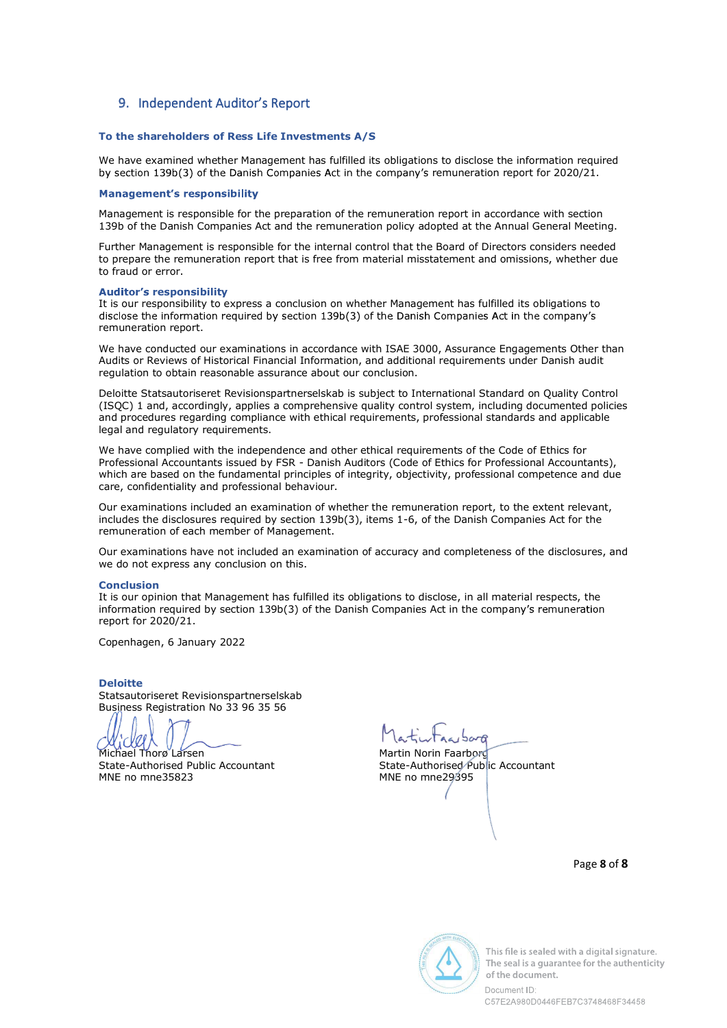## 9. Independent Auditor's Report

### To the shareholders of Ress Life Investments A/S

We have examined whether Management has fulfilled its obligations to disclose the information required by section 139b(3) of the Danish Companies Act in the company's remuneration report for 2020/21.

### Management's responsibility

Management is responsible for the preparation of the remuneration report in accordance with section 139b of the Danish Companies Act and the remuneration policy adopted at the Annual General Meeting.

Further Management is responsible for the internal control that the Board of Directors considers needed to prepare the remuneration report that is free from material misstatement and omissions, whether due to fraud or error.

### Auditor's responsibility

It is our responsibility to express a conclusion on whether Management has fulfilled its obligations to disclose the information required by section 139b(3) of the Danish Companies Act in the company's remuneration report.

We have conducted our examinations in accordance with ISAE 3000, Assurance Engagements Other than Audits or Reviews of Historical Financial Information, and additional requirements under Danish audit regulation to obtain reasonable assurance about our conclusion.

Deloitte Statsautoriseret Revisionspartnerselskab is subject to International Standard on Quality Control (ISQC) 1 and, accordingly, applies a comprehensive quality control system, including documented policies and procedures regarding compliance with ethical requirements, professional standards and applicable legal and regulatory requirements.

We have complied with the independence and other ethical requirements of the Code of Ethics for Professional Accountants issued by FSR - Danish Auditors (Code of Ethics for Professional Accountants), which are based on the fundamental principles of integrity, objectivity, professional competence and due care, confidentiality and professional behaviour.

Our examinations included an examination of whether the remuneration report, to the extent relevant, includes the disclosures required by section 139b(3), items 1-6, of the Danish Companies Act for the remuneration of each member of Management.

Our examinations have not included an examination of accuracy and completeness of the disclosures, and we do not express any conclusion on this.

### Conclusion

It is our opinion that Management has fulfilled its obligations to disclose, in all material respects, the information required by section 139b(3) of the Danish Companies Act in the company's remuneration report for 2020/21.

Copenhagen, 6 January 2022

**Deloitte**
Statsautoriseret Revisionspartnerselskab
Business Registration No 33 96 35 56

Michael Thorø Larsen
State-Authorised Public Accountant
MNE no mne35823

Martin Norin Faarborg
State-Authorised Public Accountant
MNE no mne29395

This file is sealed with a digital signature. The seal is a guarantee for the authenticity of the document.
Document ID: C57E2A980D0446FEB7C3748468F34458